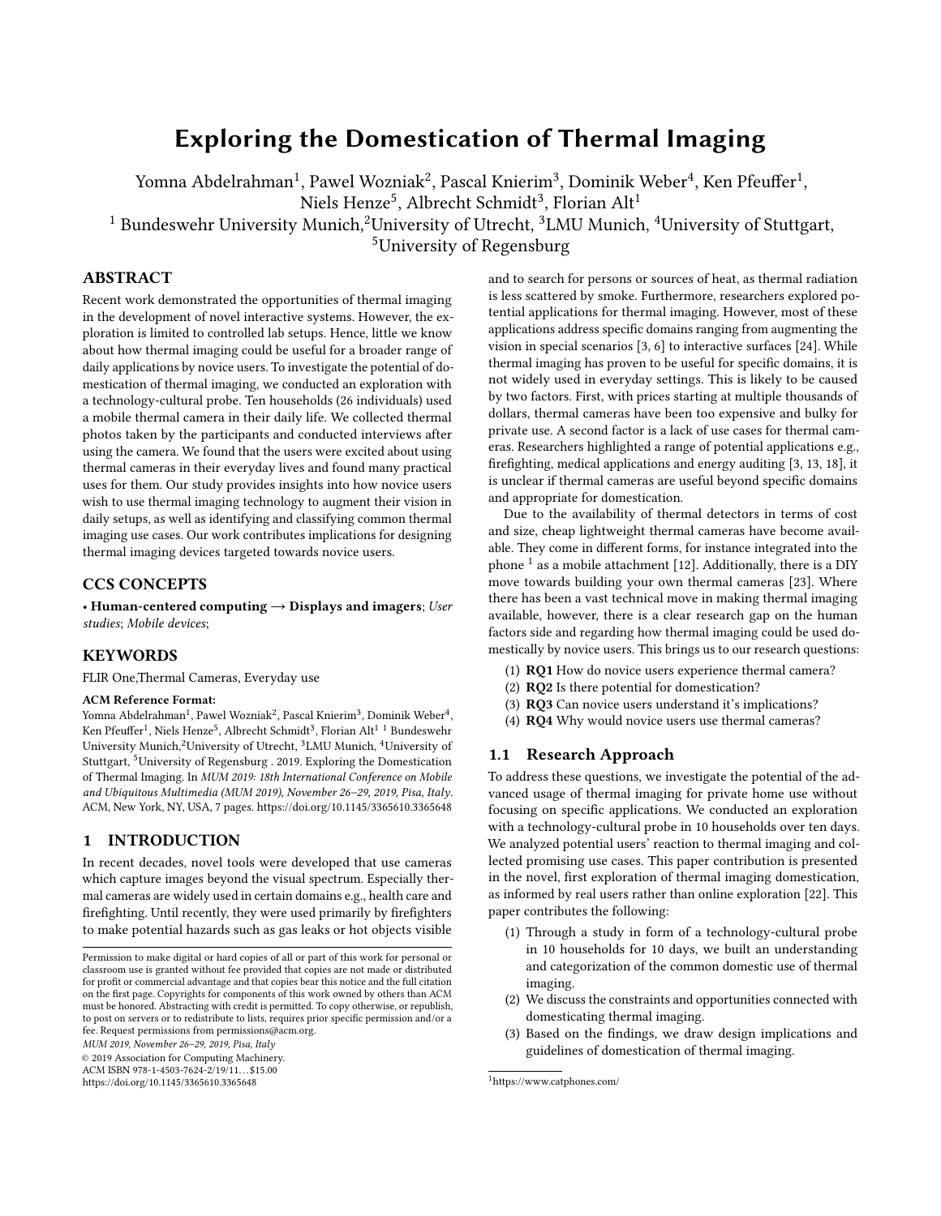# Exploring the Domestication of Thermal Imaging

Yomna Abdelrahman[1], Pawel Wozniak[2], Pascal Knierim[3], Dominik Weber[4], Ken Pfeuffer[1], Niels Henze[5], Albrecht Schmidt[3], Florian Alt[1]

[1] Bundeswehr University Munich,[2]University of Utrecht, [3]LMU Munich, [4]University of Stuttgart, [5]University of Regensburg

## ABSTRACT

Recent work demonstrated the opportunities of thermal imaging in the development of novel interactive systems. However, the exploration is limited to controlled lab setups. Hence, little we know about how thermal imaging could be useful for a broader range of daily applications by novice users. To investigate the potential of domestication of thermal imaging, we conducted an exploration with a technology-cultural probe. Ten households (26 individuals) used a mobile thermal camera in their daily life. We collected thermal photos taken by the participants and conducted interviews after using the camera. We found that the users were excited about using thermal cameras in their everyday lives and found many practical uses for them. Our study provides insights into how novice users wish to use thermal imaging technology to augment their vision in daily setups, as well as identifying and classifying common thermal imaging use cases. Our work contributes implications for designing thermal imaging devices targeted towards novice users.

## CCS CONCEPTS

• **Human-centered computing → Displays and imagers**; *User studies*; *Mobile devices*;

## KEYWORDS

FLIR One,Thermal Cameras, Everyday use

**ACM Reference Format:**

Yomna Abdelrahman[1], Pawel Wozniak[2], Pascal Knierim[3], Dominik Weber[4], Ken Pfeuffer[1], Niels Henze[5], Albrecht Schmidt[3], Florian Alt[1] [1] Bundeswehr University Munich,[2]University of Utrecht, [3]LMU Munich, [4]University of Stuttgart, [5]University of Regensburg . 2019. Exploring the Domestication of Thermal Imaging. In *MUM 2019: 18th International Conference on Mobile and Ubiquitous Multimedia (MUM 2019), November 26–29, 2019, Pisa, Italy.* ACM, New York, NY, USA, 7 pages. https://doi.org/10.1145/3365610.3365648

## 1 INTRODUCTION

In recent decades, novel tools were developed that use cameras which capture images beyond the visual spectrum. Especially thermal cameras are widely used in certain domains e.g., health care and firefighting. Until recently, they were used primarily by firefighters to make potential hazards such as gas leaks or hot objects visible and to search for persons or sources of heat, as thermal radiation is less scattered by smoke. Furthermore, researchers explored potential applications for thermal imaging. However, most of these applications address specific domains ranging from augmenting the vision in special scenarios [3, 6] to interactive surfaces [24]. While thermal imaging has proven to be useful for specific domains, it is not widely used in everyday settings. This is likely to be caused by two factors. First, with prices starting at multiple thousands of dollars, thermal cameras have been too expensive and bulky for private use. A second factor is a lack of use cases for thermal cameras. Researchers highlighted a range of potential applications e.g., firefighting, medical applications and energy auditing [3, 13, 18], it is unclear if thermal cameras are useful beyond specific domains and appropriate for domestication.

Due to the availability of thermal detectors in terms of cost and size, cheap lightweight thermal cameras have become available. They come in different forms, for instance integrated into the phone [1] as a mobile attachment [12]. Additionally, there is a DIY move towards building your own thermal cameras [23]. Where there has been a vast technical move in making thermal imaging available, however, there is a clear research gap on the human factors side and regarding how thermal imaging could be used domestically by novice users. This brings us to our research questions:

1. **RQ1** How do novice users experience thermal camera?
2. **RQ2** Is there potential for domestication?
3. **RQ3** Can novice users understand it's implications?
4. **RQ4** Why would novice users use thermal cameras?

### 1.1 Research Approach

To address these questions, we investigate the potential of the advanced usage of thermal imaging for private home use without focusing on specific applications. We conducted an exploration with a technology-cultural probe in 10 households over ten days. We analyzed potential users' reaction to thermal imaging and collected promising use cases. This paper contribution is presented in the novel, first exploration of thermal imaging domestication, as informed by real users rather than online exploration [22]. This paper contributes the following:

1. Through a study in form of a technology-cultural probe in 10 households for 10 days, we built an understanding and categorization of the common domestic use of thermal imaging.
2. We discuss the constraints and opportunities connected with domesticating thermal imaging.
3. Based on the findings, we draw design implications and guidelines of domestication of thermal imaging.

Permission to make digital or hard copies of all or part of this work for personal or classroom use is granted without fee provided that copies are not made or distributed for profit or commercial advantage and that copies bear this notice and the full citation on the first page. Copyrights for components of this work owned by others than ACM must be honored. Abstracting with credit is permitted. To copy otherwise, or republish, to post on servers or to redistribute to lists, requires prior specific permission and/or a fee. Request permissions from permissions@acm.org.

*MUM 2019, November 26–29, 2019, Pisa, Italy*

© 2019 Association for Computing Machinery.

ACM ISBN 978-1-4503-7624-2/19/11...$15.00

https://doi.org/10.1145/3365610.3365648

[1] https://www.catphones.com/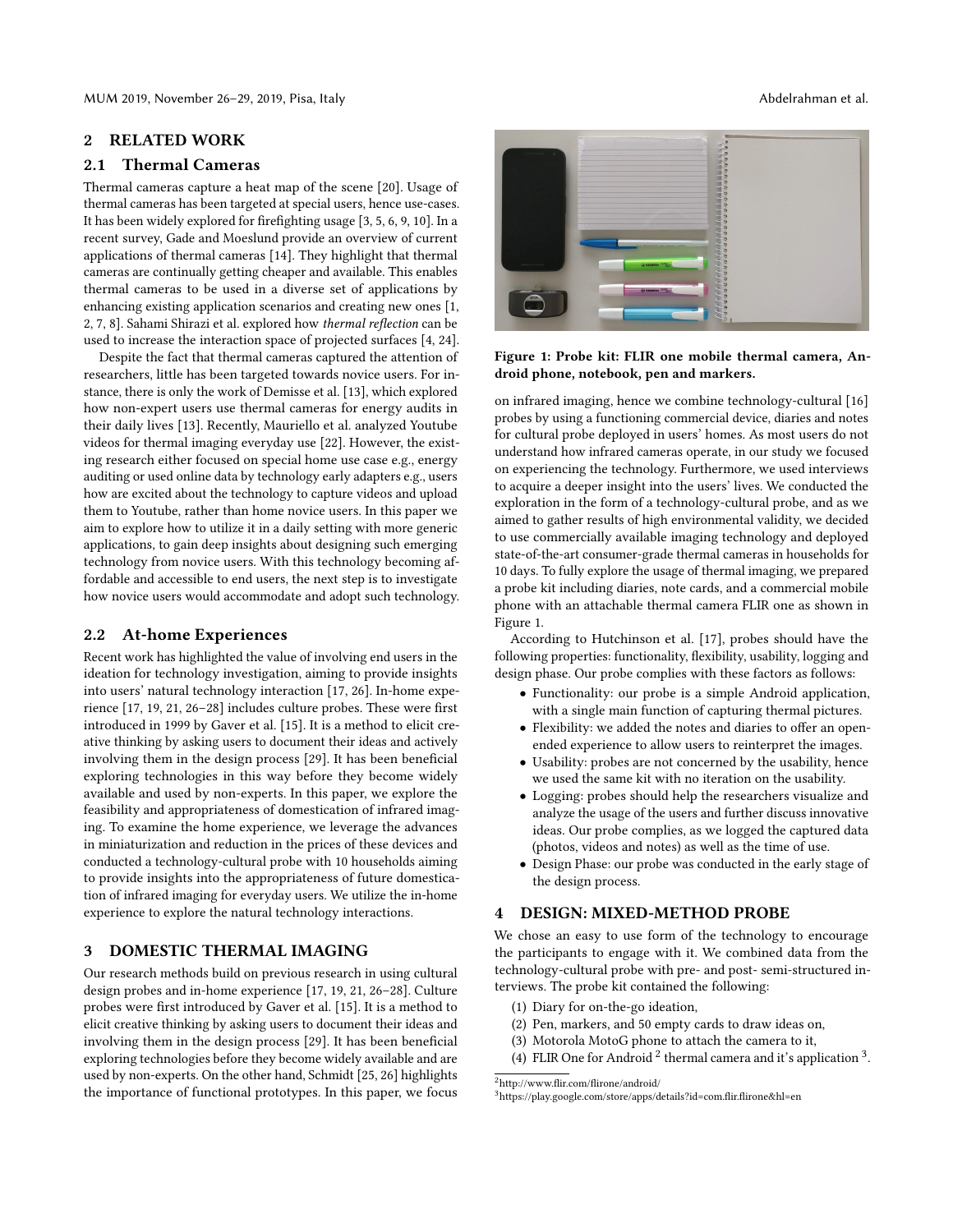## 2 RELATED WORK

### 2.1 Thermal Cameras

Thermal cameras capture a heat map of the scene [20]. Usage of thermal cameras has been targeted at special users, hence use-cases. It has been widely explored for firefighting usage [3, 5, 6, 9, 10]. In a recent survey, Gade and Moeslund provide an overview of current applications of thermal cameras [14]. They highlight that thermal cameras are continually getting cheaper and available. This enables thermal cameras to be used in a diverse set of applications by enhancing existing application scenarios and creating new ones [1, 2, 7, 8]. Sahami Shirazi et al. explored how *thermal reflection* can be used to increase the interaction space of projected surfaces [4, 24].

Despite the fact that thermal cameras captured the attention of researchers, little has been targeted towards novice users. For instance, there is only the work of Demisse et al. [13], which explored how non-expert users use thermal cameras for energy audits in their daily lives [13]. Recently, Mauriello et al. analyzed Youtube videos for thermal imaging everyday use [22]. However, the existing research either focused on special home use case e.g., energy auditing or used online data by technology early adapters e.g., users how are excited about the technology to capture videos and upload them to Youtube, rather than home novice users. In this paper we aim to explore how to utilize it in a daily setting with more generic applications, to gain deep insights about designing such emerging technology from novice users. With this technology becoming affordable and accessible to end users, the next step is to investigate how novice users would accommodate and adopt such technology.

### 2.2 At-home Experiences

Recent work has highlighted the value of involving end users in the ideation for technology investigation, aiming to provide insights into users' natural technology interaction [17, 26]. In-home experience [17, 19, 21, 26–28] includes culture probes. These were first introduced in 1999 by Gaver et al. [15]. It is a method to elicit creative thinking by asking users to document their ideas and actively involving them in the design process [29]. It has been beneficial exploring technologies in this way before they become widely available and used by non-experts. In this paper, we explore the feasibility and appropriateness of domestication of infrared imaging. To examine the home experience, we leverage the advances in miniaturization and reduction in the prices of these devices and conducted a technology-cultural probe with 10 households aiming to provide insights into the appropriateness of future domestication of infrared imaging for everyday users. We utilize the in-home experience to explore the natural technology interactions.

## 3 DOMESTIC THERMAL IMAGING

Our research methods build on previous research in using cultural design probes and in-home experience [17, 19, 21, 26–28]. Culture probes were first introduced by Gaver et al. [15]. It is a method to elicit creative thinking by asking users to document their ideas and involving them in the design process [29]. It has been beneficial exploring technologies before they become widely available and are used by non-experts. On the other hand, Schmidt [25, 26] highlights the importance of functional prototypes. In this paper, we focus on infrared imaging, hence we combine technology-cultural [16] probes by using a functioning commercial device, diaries and notes for cultural probe deployed in users' homes. As most users do not understand how infrared cameras operate, in our study we focused on experiencing the technology. Furthermore, we used interviews to acquire a deeper insight into the users' lives. We conducted the exploration in the form of a technology-cultural probe, and as we aimed to gather results of high environmental validity, we decided to use commercially available imaging technology and deployed state-of-the-art consumer-grade thermal cameras in households for 10 days. To fully explore the usage of thermal imaging, we prepared a probe kit including diaries, note cards, and a commercial mobile phone with an attachable thermal camera FLIR one as shown in Figure 1.

**Figure 1: Probe kit: FLIR one mobile thermal camera, Android phone, notebook, pen and markers.**

According to Hutchinson et al. [17], probes should have the following properties: functionality, flexibility, usability, logging and design phase. Our probe complies with these factors as follows:

- Functionality: our probe is a simple Android application, with a single main function of capturing thermal pictures.
- Flexibility: we added the notes and diaries to offer an open-ended experience to allow users to reinterpret the images.
- Usability: probes are not concerned by the usability, hence we used the same kit with no iteration on the usability.
- Logging: probes should help the researchers visualize and analyze the usage of the users and further discuss innovative ideas. Our probe complies, as we logged the captured data (photos, videos and notes) as well as the time of use.
- Design Phase: our probe was conducted in the early stage of the design process.

## 4 DESIGN: MIXED-METHOD PROBE

We chose an easy to use form of the technology to encourage the participants to engage with it. We combined data from the technology-cultural probe with pre- and post- semi-structured interviews. The probe kit contained the following:

(1) Diary for on-the-go ideation,
(2) Pen, markers, and 50 empty cards to draw ideas on,
(3) Motorola MotoG phone to attach the camera to it,
(4) FLIR One for Android [2] thermal camera and it's application [3].

[2] http://www.flir.com/flirone/android/

[3] https://play.google.com/store/apps/details?id=com.flir.flirone&hl=en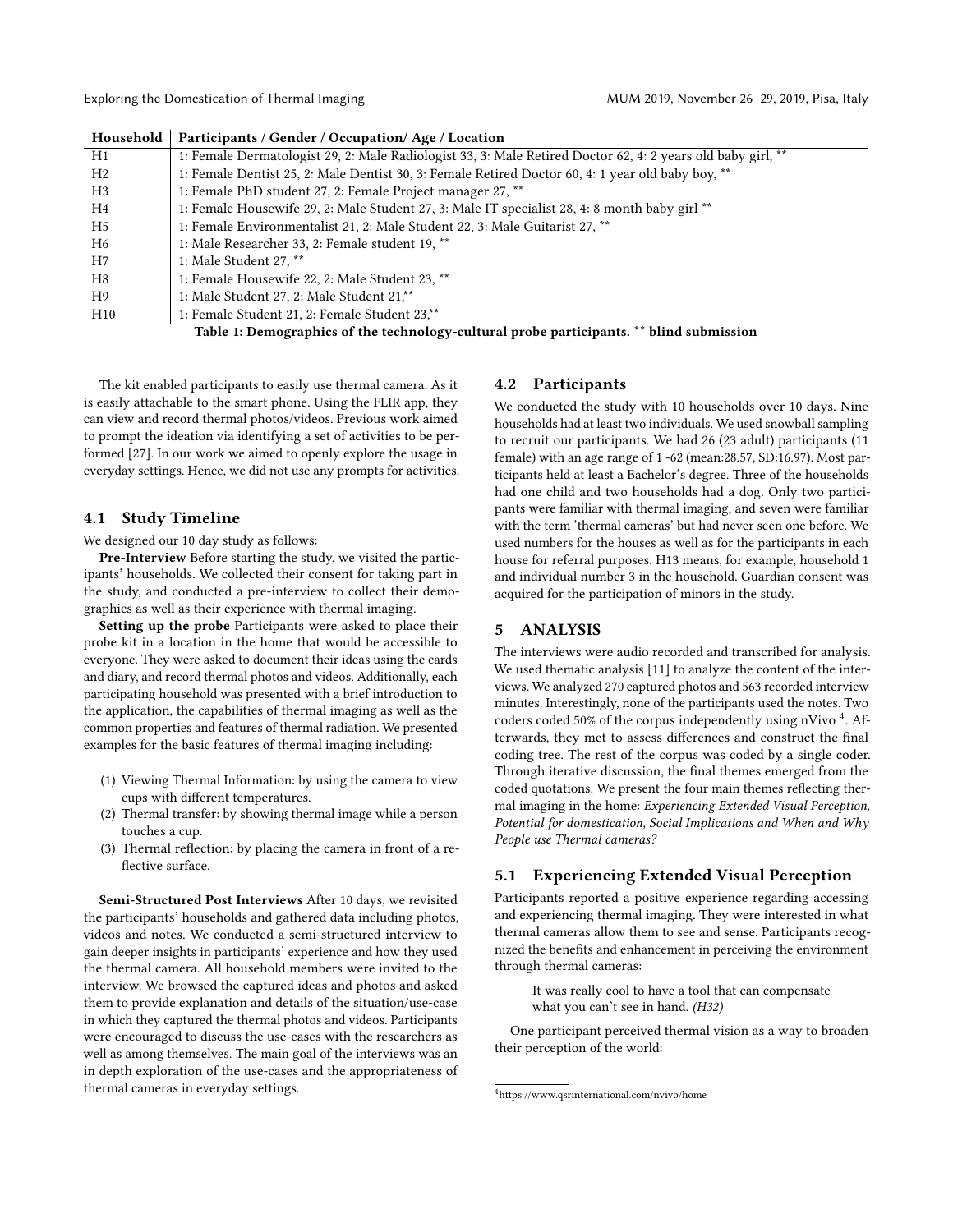| Household | Participants / Gender / Occupation/ Age / Location |
| --- | --- |
| H1 | 1: Female Dermatologist 29, 2: Male Radiologist 33, 3: Male Retired Doctor 62, 4: 2 years old baby girl, ** |
| H2 | 1: Female Dentist 25, 2: Male Dentist 30, 3: Female Retired Doctor 60, 4: 1 year old baby boy, ** |
| H3 | 1: Female PhD student 27, 2: Female Project manager 27, ** |
| H4 | 1: Female Housewife 29, 2: Male Student 27, 3: Male IT specialist 28, 4: 8 month baby girl ** |
| H5 | 1: Female Environmentalist 21, 2: Male Student 22, 3: Male Guitarist 27, ** |
| H6 | 1: Male Researcher 33, 2: Female student 19, ** |
| H7 | 1: Male Student 27, ** |
| H8 | 1: Female Housewife 22, 2: Male Student 23, ** |
| H9 | 1: Male Student 27, 2: Male Student 21,** |
| H10 | 1: Female Student 21, 2: Female Student 23,** |

**Table 1: Demographics of the technology-cultural probe participants. ** blind submission**

The kit enabled participants to easily use thermal camera. As it is easily attachable to the smart phone. Using the FLIR app, they can view and record thermal photos/videos. Previous work aimed to prompt the ideation via identifying a set of activities to be performed [27]. In our work we aimed to openly explore the usage in everyday settings. Hence, we did not use any prompts for activities.

## 4.1 Study Timeline

We designed our 10 day study as follows:

**Pre-Interview** Before starting the study, we visited the participants' households. We collected their consent for taking part in the study, and conducted a pre-interview to collect their demographics as well as their experience with thermal imaging.

**Setting up the probe** Participants were asked to place their probe kit in a location in the home that would be accessible to everyone. They were asked to document their ideas using the cards and diary, and record thermal photos and videos. Additionally, each participating household was presented with a brief introduction to the application, the capabilities of thermal imaging as well as the common properties and features of thermal radiation. We presented examples for the basic features of thermal imaging including:

1. Viewing Thermal Information: by using the camera to view cups with different temperatures.
2. Thermal transfer: by showing thermal image while a person touches a cup.
3. Thermal reflection: by placing the camera in front of a reflective surface.

**Semi-Structured Post Interviews** After 10 days, we revisited the participants' households and gathered data including photos, videos and notes. We conducted a semi-structured interview to gain deeper insights in participants' experience and how they used the thermal camera. All household members were invited to the interview. We browsed the captured ideas and photos and asked them to provide explanation and details of the situation/use-case in which they captured the thermal photos and videos. Participants were encouraged to discuss the use-cases with the researchers as well as among themselves. The main goal of the interviews was an in depth exploration of the use-cases and the appropriateness of thermal cameras in everyday settings.

## 4.2 Participants

We conducted the study with 10 households over 10 days. Nine households had at least two individuals. We used snowball sampling to recruit our participants. We had 26 (23 adult) participants (11 female) with an age range of 1 -62 (mean:28.57, SD:16.97). Most participants held at least a Bachelor's degree. Three of the households had one child and two households had a dog. Only two participants were familiar with thermal imaging, and seven were familiar with the term 'thermal cameras' but had never seen one before. We used numbers for the houses as well as for the participants in each house for referral purposes. H13 means, for example, household 1 and individual number 3 in the household. Guardian consent was acquired for the participation of minors in the study.

# 5 ANALYSIS

The interviews were audio recorded and transcribed for analysis. We used thematic analysis [11] to analyze the content of the interviews. We analyzed 270 captured photos and 563 recorded interview minutes. Interestingly, none of the participants used the notes. Two coders coded 50% of the corpus independently using nVivo [4]. Afterwards, they met to assess differences and construct the final coding tree. The rest of the corpus was coded by a single coder. Through iterative discussion, the final themes emerged from the coded quotations. We present the four main themes reflecting thermal imaging in the home: *Experiencing Extended Visual Perception, Potential for domestication, Social Implications and When and Why People use Thermal cameras?*

## 5.1 Experiencing Extended Visual Perception

Participants reported a positive experience regarding accessing and experiencing thermal imaging. They were interested in what thermal cameras allow them to see and sense. Participants recognized the benefits and enhancement in perceiving the environment through thermal cameras:

> It was really cool to have a tool that can compensate what you can't see in hand. *(H32)*

One participant perceived thermal vision as a way to broaden their perception of the world:

[4] https://www.qsrinternational.com/nvivo/home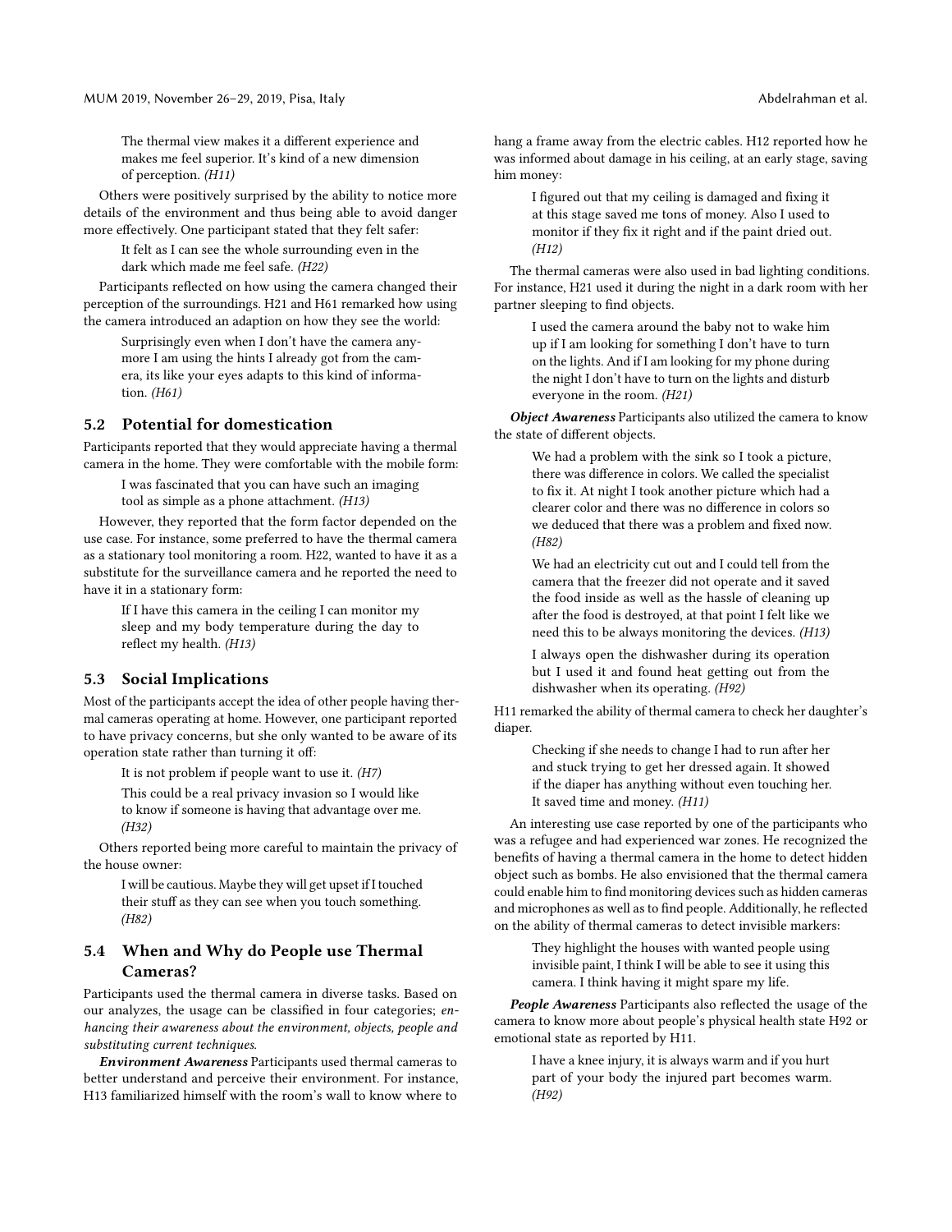> The thermal view makes it a different experience and makes me feel superior. It's kind of a new dimension of perception. *(H11)*

Others were positively surprised by the ability to notice more details of the environment and thus being able to avoid danger more effectively. One participant stated that they felt safer:

> It felt as I can see the whole surrounding even in the dark which made me feel safe. *(H22)*

Participants reflected on how using the camera changed their perception of the surroundings. H21 and H61 remarked how using the camera introduced an adaption on how they see the world:

> Surprisingly even when I don't have the camera anymore I am using the hints I already got from the camera, its like your eyes adapts to this kind of information. *(H61)*

## 5.2 Potential for domestication

Participants reported that they would appreciate having a thermal camera in the home. They were comfortable with the mobile form:

> I was fascinated that you can have such an imaging tool as simple as a phone attachment. *(H13)*

However, they reported that the form factor depended on the use case. For instance, some preferred to have the thermal camera as a stationary tool monitoring a room. H22, wanted to have it as a substitute for the surveillance camera and he reported the need to have it in a stationary form:

> If I have this camera in the ceiling I can monitor my sleep and my body temperature during the day to reflect my health. *(H13)*

## 5.3 Social Implications

Most of the participants accept the idea of other people having thermal cameras operating at home. However, one participant reported to have privacy concerns, but she only wanted to be aware of its operation state rather than turning it off:

> It is not problem if people want to use it. *(H7)*

> This could be a real privacy invasion so I would like to know if someone is having that advantage over me. *(H32)*

Others reported being more careful to maintain the privacy of the house owner:

> I will be cautious. Maybe they will get upset if I touched their stuff as they can see when you touch something. *(H82)*

## 5.4 When and Why do People use Thermal Cameras?

Participants used the thermal camera in diverse tasks. Based on our analyzes, the usage can be classified in four categories; *enhancing their awareness about the environment, objects, people and substituting current techniques.*

***Environment Awareness*** Participants used thermal cameras to better understand and perceive their environment. For instance, H13 familiarized himself with the room's wall to know where to hang a frame away from the electric cables. H12 reported how he was informed about damage in his ceiling, at an early stage, saving him money:

> I figured out that my ceiling is damaged and fixing it at this stage saved me tons of money. Also I used to monitor if they fix it right and if the paint dried out. *(H12)*

The thermal cameras were also used in bad lighting conditions. For instance, H21 used it during the night in a dark room with her partner sleeping to find objects.

> I used the camera around the baby not to wake him up if I am looking for something I don't have to turn on the lights. And if I am looking for my phone during the night I don't have to turn on the lights and disturb everyone in the room. *(H21)*

***Object Awareness*** Participants also utilized the camera to know the state of different objects.

> We had a problem with the sink so I took a picture, there was difference in colors. We called the specialist to fix it. At night I took another picture which had a clearer color and there was no difference in colors so we deduced that there was a problem and fixed now. *(H82)*

> We had an electricity cut out and I could tell from the camera that the freezer did not operate and it saved the food inside as well as the hassle of cleaning up after the food is destroyed, at that point I felt like we need this to be always monitoring the devices. *(H13)*

> I always open the dishwasher during its operation but I used it and found heat getting out from the dishwasher when its operating. *(H92)*

H11 remarked the ability of thermal camera to check her daughter's diaper.

> Checking if she needs to change I had to run after her and stuck trying to get her dressed again. It showed if the diaper has anything without even touching her. It saved time and money. *(H11)*

An interesting use case reported by one of the participants who was a refugee and had experienced war zones. He recognized the benefits of having a thermal camera in the home to detect hidden object such as bombs. He also envisioned that the thermal camera could enable him to find monitoring devices such as hidden cameras and microphones as well as to find people. Additionally, he reflected on the ability of thermal cameras to detect invisible markers:

> They highlight the houses with wanted people using invisible paint, I think I will be able to see it using this camera. I think having it might spare my life.

***People Awareness*** Participants also reflected the usage of the camera to know more about people's physical health state H92 or emotional state as reported by H11.

> I have a knee injury, it is always warm and if you hurt part of your body the injured part becomes warm. *(H92)*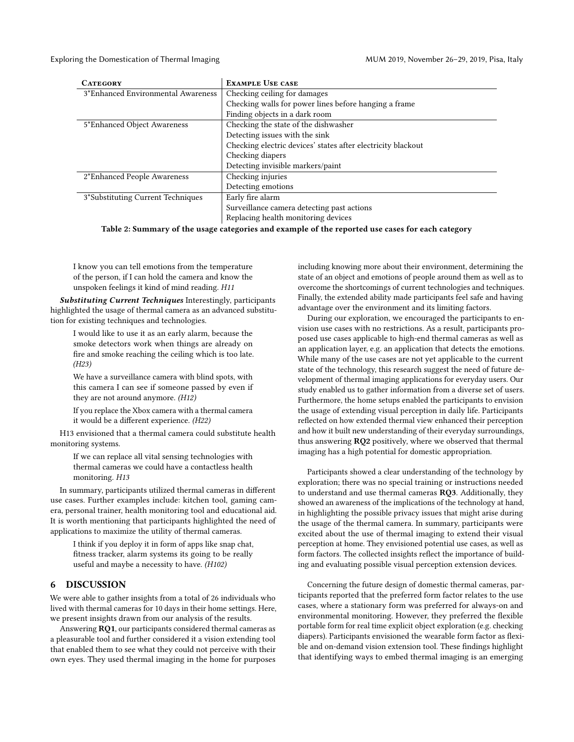| Category | Example Use case |
| --- | --- |
| 3*Enhanced Environmental Awareness | Checking ceiling for damages |
| | Checking walls for power lines before hanging a frame |
| | Finding objects in a dark room |
| 5*Enhanced Object Awareness | Checking the state of the dishwasher |
| | Detecting issues with the sink |
| | Checking electric devices' states after electricity blackout |
| | Checking diapers |
| | Detecting invisible markers/paint |
| 2*Enhanced People Awareness | Checking injuries |
| | Detecting emotions |
| 3*Substituting Current Techniques | Early fire alarm |
| | Surveillance camera detecting past actions |
| | Replacing health monitoring devices |

**Table 2: Summary of the usage categories and example of the reported use cases for each category**

> I know you can tell emotions from the temperature of the person, if I can hold the camera and know the unspoken feelings it kind of mind reading. *H11*

***Substituting Current Techniques*** Interestingly, participants highlighted the usage of thermal camera as an advanced substitution for existing techniques and technologies.

> I would like to use it as an early alarm, because the smoke detectors work when things are already on fire and smoke reaching the ceiling which is too late. *(H23)*

> We have a surveillance camera with blind spots, with this camera I can see if someone passed by even if they are not around anymore. *(H12)*

> If you replace the Xbox camera with a thermal camera it would be a different experience. *(H22)*

H13 envisioned that a thermal camera could substitute health monitoring systems.

> If we can replace all vital sensing technologies with thermal cameras we could have a contactless health monitoring. *H13*

In summary, participants utilized thermal cameras in different use cases. Further examples include: kitchen tool, gaming camera, personal trainer, health monitoring tool and educational aid. It is worth mentioning that participants highlighted the need of applications to maximize the utility of thermal cameras.

> I think if you deploy it in form of apps like snap chat, fitness tracker, alarm systems its going to be really useful and maybe a necessity to have. *(H102)*

## 6 DISCUSSION

We were able to gather insights from a total of 26 individuals who lived with thermal cameras for 10 days in their home settings. Here, we present insights drawn from our analysis of the results.

Answering **RQ1**, our participants considered thermal cameras as a pleasurable tool and further considered it a vision extending tool that enabled them to see what they could not perceive with their own eyes. They used thermal imaging in the home for purposes including knowing more about their environment, determining the state of an object and emotions of people around them as well as to overcome the shortcomings of current technologies and techniques. Finally, the extended ability made participants feel safe and having advantage over the environment and its limiting factors.

During our exploration, we encouraged the participants to envision use cases with no restrictions. As a result, participants proposed use cases applicable to high-end thermal cameras as well as an application layer, e.g. an application that detects the emotions. While many of the use cases are not yet applicable to the current state of the technology, this research suggest the need of future development of thermal imaging applications for everyday users. Our study enabled us to gather information from a diverse set of users. Furthermore, the home setups enabled the participants to envision the usage of extending visual perception in daily life. Participants reflected on how extended thermal view enhanced their perception and how it built new understanding of their everyday surroundings, thus answering **RQ2** positively, where we observed that thermal imaging has a high potential for domestic appropriation.

Participants showed a clear understanding of the technology by exploration; there was no special training or instructions needed to understand and use thermal cameras **RQ3**. Additionally, they showed an awareness of the implications of the technology at hand, in highlighting the possible privacy issues that might arise during the usage of the thermal camera. In summary, participants were excited about the use of thermal imaging to extend their visual perception at home. They envisioned potential use cases, as well as form factors. The collected insights reflect the importance of building and evaluating possible visual perception extension devices.

Concerning the future design of domestic thermal cameras, participants reported that the preferred form factor relates to the use cases, where a stationary form was preferred for always-on and environmental monitoring. However, they preferred the flexible portable form for real time explicit object exploration (e.g. checking diapers). Participants envisioned the wearable form factor as flexible and on-demand vision extension tool. These findings highlight that identifying ways to embed thermal imaging is an emerging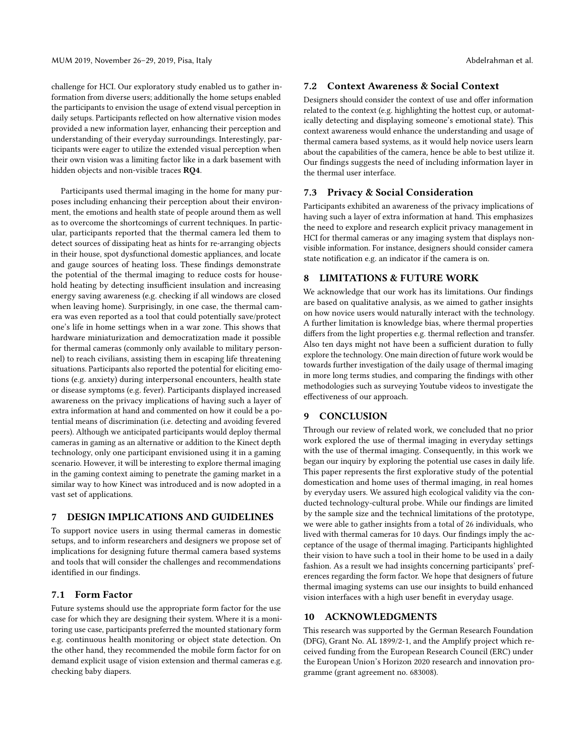challenge for HCI. Our exploratory study enabled us to gather information from diverse users; additionally the home setups enabled the participants to envision the usage of extend visual perception in daily setups. Participants reflected on how alternative vision modes provided a new information layer, enhancing their perception and understanding of their everyday surroundings. Interestingly, participants were eager to utilize the extended visual perception when their own vision was a limiting factor like in a dark basement with hidden objects and non-visible traces **RQ4**.

Participants used thermal imaging in the home for many purposes including enhancing their perception about their environment, the emotions and health state of people around them as well as to overcome the shortcomings of current techniques. In particular, participants reported that the thermal camera led them to detect sources of dissipating heat as hints for re-arranging objects in their house, spot dysfunctional domestic appliances, and locate and gauge sources of heating loss. These findings demonstrate the potential of the thermal imaging to reduce costs for household heating by detecting insufficient insulation and increasing energy saving awareness (e.g. checking if all windows are closed when leaving home). Surprisingly, in one case, the thermal camera was even reported as a tool that could potentially save/protect one's life in home settings when in a war zone. This shows that hardware miniaturization and democratization made it possible for thermal cameras (commonly only available to military personnel) to reach civilians, assisting them in escaping life threatening situations. Participants also reported the potential for eliciting emotions (e.g. anxiety) during interpersonal encounters, health state or disease symptoms (e.g. fever). Participants displayed increased awareness on the privacy implications of having such a layer of extra information at hand and commented on how it could be a potential means of discrimination (i.e. detecting and avoiding fevered peers). Although we anticipated participants would deploy thermal cameras in gaming as an alternative or addition to the Kinect depth technology, only one participant envisioned using it in a gaming scenario. However, it will be interesting to explore thermal imaging in the gaming context aiming to penetrate the gaming market in a similar way to how Kinect was introduced and is now adopted in a vast set of applications.

# 7 DESIGN IMPLICATIONS AND GUIDELINES

To support novice users in using thermal cameras in domestic setups, and to inform researchers and designers we propose set of implications for designing future thermal camera based systems and tools that will consider the challenges and recommendations identified in our findings.

## 7.1 Form Factor

Future systems should use the appropriate form factor for the use case for which they are designing their system. Where it is a monitoring use case, participants preferred the mounted stationary form e.g. continuous health monitoring or object state detection. On the other hand, they recommended the mobile form factor for on demand explicit usage of vision extension and thermal cameras e.g. checking baby diapers.

## 7.2 Context Awareness & Social Context

Designers should consider the context of use and offer information related to the context (e.g. highlighting the hottest cup, or automatically detecting and displaying someone's emotional state). This context awareness would enhance the understanding and usage of thermal camera based systems, as it would help novice users learn about the capabilities of the camera, hence be able to best utilize it. Our findings suggests the need of including information layer in the thermal user interface.

## 7.3 Privacy & Social Consideration

Participants exhibited an awareness of the privacy implications of having such a layer of extra information at hand. This emphasizes the need to explore and research explicit privacy management in HCI for thermal cameras or any imaging system that displays non-visible information. For instance, designers should consider camera state notification e.g. an indicator if the camera is on.

# 8 LIMITATIONS & FUTURE WORK

We acknowledge that our work has its limitations. Our findings are based on qualitative analysis, as we aimed to gather insights on how novice users would naturally interact with the technology. A further limitation is knowledge bias, where thermal properties differs from the light properties e.g. thermal reflection and transfer. Also ten days might not have been a sufficient duration to fully explore the technology. One main direction of future work would be towards further investigation of the daily usage of thermal imaging in more long terms studies, and comparing the findings with other methodologies such as surveying Youtube videos to investigate the effectiveness of our approach.

# 9 CONCLUSION

Through our review of related work, we concluded that no prior work explored the use of thermal imaging in everyday settings with the use of thermal imaging. Consequently, in this work we began our inquiry by exploring the potential use cases in daily life. This paper represents the first explorative study of the potential domestication and home uses of thermal imaging, in real homes by everyday users. We assured high ecological validity via the conducted technology-cultural probe. While our findings are limited by the sample size and the technical limitations of the prototype, we were able to gather insights from a total of 26 individuals, who lived with thermal cameras for 10 days. Our findings imply the acceptance of the usage of thermal imaging. Participants highlighted their vision to have such a tool in their home to be used in a daily fashion. As a result we had insights concerning participants' preferences regarding the form factor. We hope that designers of future thermal imaging systems can use our insights to build enhanced vision interfaces with a high user benefit in everyday usage.

# 10 ACKNOWLEDGMENTS

This research was supported by the German Research Foundation (DFG), Grant No. AL 1899/2-1, and the Amplify project which received funding from the European Research Council (ERC) under the European Union's Horizon 2020 research and innovation programme (grant agreement no. 683008).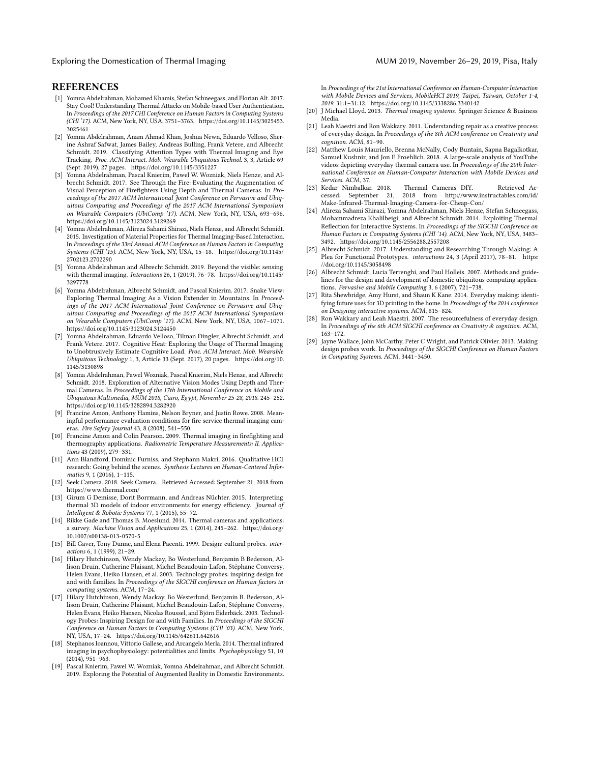## REFERENCES

[1] Yomna Abdelrahman, Mohamed Khamis, Stefan Schneegass, and Florian Alt. 2017. Stay Cool! Understanding Thermal Attacks on Mobile-based User Authentication. In *Proceedings of the 2017 CHI Conference on Human Factors in Computing Systems (CHI '17)*. ACM, New York, NY, USA, 3751–3763. https://doi.org/10.1145/3025453.3025461

[2] Yomna Abdelrahman, Anam Ahmad Khan, Joshua Newn, Eduardo Velloso, Sherine Ashraf Safwat, James Bailey, Andreas Bulling, Frank Vetere, and Albrecht Schmidt. 2019. Classifying Attention Types with Thermal Imaging and Eye Tracking. *Proc. ACM Interact. Mob. Wearable Ubiquitous Technol.* 3, 3, Article 69 (Sept. 2019), 27 pages. https://doi.org/10.1145/3351227

[3] Yomna Abdelrahman, Pascal Knierim, Pawel W. Wozniak, Niels Henze, and Albrecht Schmidt. 2017. See Through the Fire: Evaluating the Augmentation of Visual Perception of Firefighters Using Depth and Thermal Cameras. In *Proceedings of the 2017 ACM International Joint Conference on Pervasive and Ubiquitous Computing and Proceedings of the 2017 ACM International Symposium on Wearable Computers (UbiComp '17)*. ACM, New York, NY, USA, 693–696. https://doi.org/10.1145/3123024.3129269

[4] Yomna Abdelrahman, Alireza Sahami Shirazi, Niels Henze, and Albrecht Schmidt. 2015. Investigation of Material Properties for Thermal Imaging-Based Interaction. In *Proceedings of the 33rd Annual ACM Conference on Human Factors in Computing Systems (CHI '15)*. ACM, New York, NY, USA, 15–18. https://doi.org/10.1145/2702123.2702290

[5] Yomna Abdelrahman and Albrecht Schmidt. 2019. Beyond the visible: sensing with thermal imaging. *Interactions* 26, 1 (2019), 76–78. https://doi.org/10.1145/3297778

[6] Yomna Abdelrahman, Albrecht Schmidt, and Pascal Knierim. 2017. Snake View: Exploring Thermal Imaging As a Vision Extender in Mountains. In *Proceedings of the 2017 ACM International Joint Conference on Pervasive and Ubiquitous Computing and Proceedings of the 2017 ACM International Symposium on Wearable Computers (UbiComp '17)*. ACM, New York, NY, USA, 1067–1071. https://doi.org/10.1145/3123024.3124450

[7] Yomna Abdelrahman, Eduardo Velloso, Tilman Dingler, Albrecht Schmidt, and Frank Vetere. 2017. Cognitive Heat: Exploring the Usage of Thermal Imaging to Unobtrusively Estimate Cognitive Load. *Proc. ACM Interact. Mob. Wearable Ubiquitous Technology* 1, 3, Article 33 (Sept. 2017), 20 pages. https://doi.org/10.1145/3130898

[8] Yomna Abdelrahman, Pawel Wozniak, Pascal Knierim, Niels Henze, and Albrecht Schmidt. 2018. Exploration of Alternative Vision Modes Using Depth and Thermal Cameras. In *Proceedings of the 17th International Conference on Mobile and Ubiquitous Multimedia, MUM 2018, Cairo, Egypt, November 25-28, 2018*. 245–252. https://doi.org/10.1145/3282894.3282920

[9] Francine Amon, Anthony Hamins, Nelson Bryner, and Justin Rowe. 2008. Meaningful performance evaluation conditions for fire service thermal imaging cameras. *Fire Safety Journal* 43, 8 (2008), 541–550.

[10] Francine Amon and Colin Pearson. 2009. Thermal imaging in firefighting and thermography applications. *Radiometric Temperature Measurements: II. Applications* 43 (2009), 279–331.

[11] Ann Blandford, Dominic Furniss, and Stephann Makri. 2016. Qualitative HCI research: Going behind the scenes. *Synthesis Lectures on Human-Centered Informatics* 9, 1 (2016), 1–115.

[12] Seek Camera. 2018. Seek Camera. Retrieved Accessed: September 21, 2018 from https://www.thermal.com/

[13] Girum G Demisse, Dorit Borrmann, and Andreas Nüchter. 2015. Interpreting thermal 3D models of indoor environments for energy efficiency. *Journal of Intelligent & Robotic Systems* 77, 1 (2015), 55–72.

[14] Rikke Gade and Thomas B. Moeslund. 2014. Thermal cameras and applications: a survey. *Machine Vision and Applications* 25, 1 (2014), 245–262. https://doi.org/10.1007/s00138-013-0570-5

[15] Bill Gaver, Tony Dunne, and Elena Pacenti. 1999. Design: cultural probes. *interactions* 6, 1 (1999), 21–29.

[16] Hilary Hutchinson, Wendy Mackay, Bo Westerlund, Benjamin B Bederson, Allison Druin, Catherine Plaisant, Michel Beaudouin-Lafon, Stéphane Conversy, Helen Evans, Heiko Hansen, et al. 2003. Technology probes: inspiring design for and with families. In *Proceedings of the SIGCHI conference on Human factors in computing systems*. ACM, 17–24.

[17] Hilary Hutchinson, Wendy Mackay, Bo Westerlund, Benjamin B. Bederson, Allison Druin, Catherine Plaisant, Michel Beaudouin-Lafon, Stéphane Conversy, Helen Evans, Heiko Hansen, Nicolas Roussel, and Björn Eiderbäck. 2003. Technology Probes: Inspiring Design for and with Families. In *Proceedings of the SIGCHI Conference on Human Factors in Computing Systems (CHI '03)*. ACM, New York, NY, USA, 17–24. https://doi.org/10.1145/642611.642616

[18] Stephanos Ioannou, Vittorio Gallese, and Arcangelo Merla. 2014. Thermal infrared imaging in psychophysiology: potentialities and limits. *Psychophysiology* 51, 10 (2014), 951–963.

[19] Pascal Knierim, Pawel W. Wozniak, Yomna Abdelrahman, and Albrecht Schmidt. 2019. Exploring the Potential of Augmented Reality in Domestic Environments. In *Proceedings of the 21st International Conference on Human-Computer Interaction with Mobile Devices and Services, MobileHCI 2019, Taipei, Taiwan, October 1-4, 2019*. 31:1–31:12. https://doi.org/10.1145/3338286.3340142

[20] J Michael Lloyd. 2013. *Thermal imaging systems*. Springer Science & Business Media.

[21] Leah Maestri and Ron Wakkary. 2011. Understanding repair as a creative process of everyday design. In *Proceedings of the 8th ACM conference on Creativity and cognition*. ACM, 81–90.

[22] Matthew Louis Mauriello, Brenna McNally, Cody Buntain, Sapna Bagalkotkar, Samuel Kushnir, and Jon E Froehlich. 2018. A large-scale analysis of YouTube videos depicting everyday thermal camera use. In *Proceedings of the 20th International Conference on Human-Computer Interaction with Mobile Devices and Services*. ACM, 37.

[23] Kedar Nimbalkar. 2018. Thermal Cameras DIY. Retrieved Accessed: September 21, 2018 from http://www.instructables.com/id/Make-Infrared-Thermal-Imaging-Camera-for-Cheap-Con/

[24] Alireza Sahami Shirazi, Yomna Abdelrahman, Niels Henze, Stefan Schneegass, Mohammadreza Khalilbeigi, and Albrecht Schmidt. 2014. Exploiting Thermal Reflection for Interactive Systems. In *Proceedings of the SIGCHI Conference on Human Factors in Computing Systems (CHI '14)*. ACM, New York, NY, USA, 3483–3492. https://doi.org/10.1145/2556288.2557208

[25] Albrecht Schmidt. 2017. Understanding and Researching Through Making: A Plea for Functional Prototypes. *interactions* 24, 3 (April 2017), 78–81. https://doi.org/10.1145/3058498

[26] Albrecht Schmidt, Lucia Terrenghi, and Paul Holleis. 2007. Methods and guidelines for the design and development of domestic ubiquitous computing applications. *Pervasive and Mobile Computing* 3, 6 (2007), 721–738.

[27] Rita Shewbridge, Amy Hurst, and Shaun K Kane. 2014. Everyday making: identifying future uses for 3D printing in the home. In *Proceedings of the 2014 conference on Designing interactive systems*. ACM, 815–824.

[28] Ron Wakkary and Leah Maestri. 2007. The resourcefulness of everyday design. In *Proceedings of the 6th ACM SIGCHI conference on Creativity & cognition*. ACM, 163–172.

[29] Jayne Wallace, John McCarthy, Peter C Wright, and Patrick Olivier. 2013. Making design probes work. In *Proceedings of the SIGCHI Conference on Human Factors in Computing Systems*. ACM, 3441–3450.